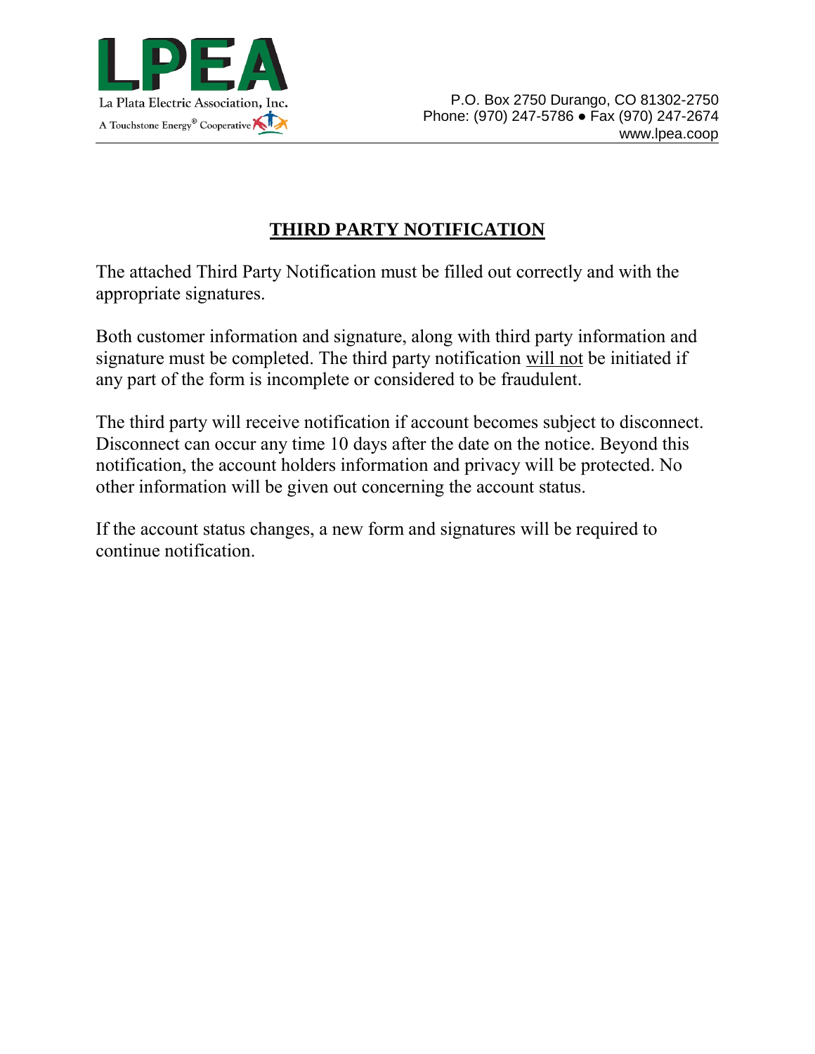LPEA

La Plata Electric Association, Inc.

A Touchstone Energy® Cooperative

P.O. Box 2750 Durango, CO 81302-2750
Phone: (970) 247-5786 ● Fax (970) 247-2674
www.lpea.coop

# THIRD PARTY NOTIFICATION

The attached Third Party Notification must be filled out correctly and with the appropriate signatures.

Both customer information and signature, along with third party information and signature must be completed. The third party notification will not be initiated if any part of the form is incomplete or considered to be fraudulent.

The third party will receive notification if account becomes subject to disconnect. Disconnect can occur any time 10 days after the date on the notice. Beyond this notification, the account holders information and privacy will be protected. No other information will be given out concerning the account status.

If the account status changes, a new form and signatures will be required to continue notification.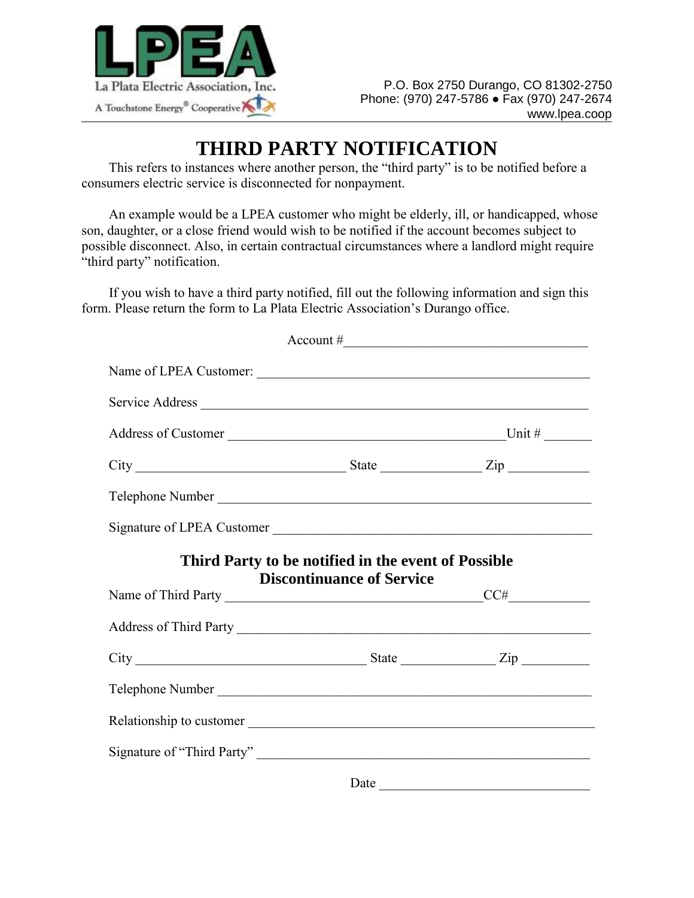La Plata Electric Association, Inc.

A Touchstone Energy® Cooperative

P.O. Box 2750 Durango, CO 81302-2750
Phone: (970) 247-5786 ● Fax (970) 247-2674
www.lpea.coop

# THIRD PARTY NOTIFICATION

This refers to instances where another person, the "third party" is to be notified before a consumers electric service is disconnected for nonpayment.

An example would be a LPEA customer who might be elderly, ill, or handicapped, whose son, daughter, or a close friend would wish to be notified if the account becomes subject to possible disconnect. Also, in certain contractual circumstances where a landlord might require "third party" notification.

If you wish to have a third party notified, fill out the following information and sign this form. Please return the form to La Plata Electric Association's Durango office.

Account #___________________________________

Name of LPEA Customer: _______________________________________________

Service Address ______________________________________________________

Address of Customer ________________________________________Unit # _______

City ______________________________ State ______________ Zip ___________

Telephone Number ____________________________________________________

Signature of LPEA Customer ____________________________________________

## Third Party to be notified in the event of Possible Discontinuance of Service

Name of Third Party _____________________________________CC#___________

Address of Third Party ___________________________________________________

City _________________________________ State _____________ Zip _________

Telephone Number ______________________________________________________

Relationship to customer __________________________________________________

Signature of "Third Party" ________________________________________________

Date ______________________________